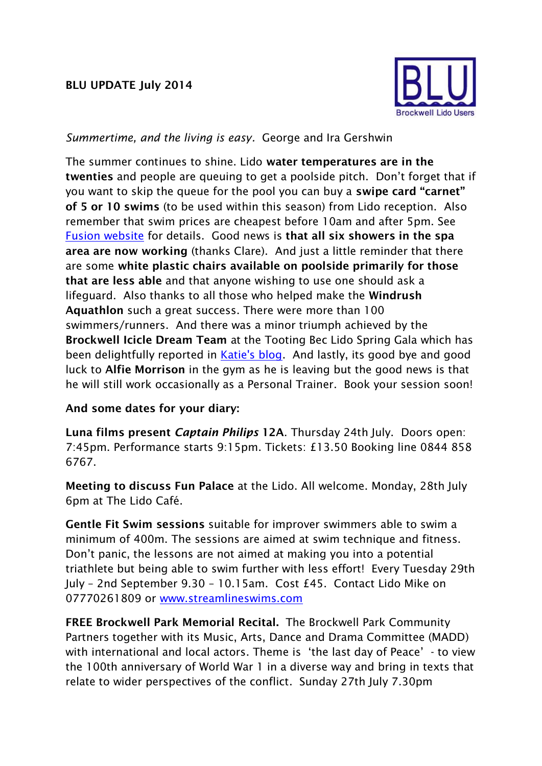**BLU UPDATE July 2014**

*Summertime, and the living is easy.* George and Ira Gershwin

The summer continues to shine. Lido **water temperatures are in the twenties** and people are queuing to get a poolside pitch. Don't forget that if you want to skip the queue for the pool you can buy a **swipe card "carnet" of 5 or 10 swims** (to be used within this season) from Lido reception. Also remember that swim prices are cheapest before 10am and after 5pm. See [Fusion website]() for details. Good news is **that all six showers in the spa area are now working** (thanks Clare). And just a little reminder that there are some **white plastic chairs available on poolside primarily for those that are less able** and that anyone wishing to use one should ask a lifeguard. Also thanks to all those who helped make the **Windrush Aquathlon** such a great success. There were more than 100 swimmers/runners. And there was a minor triumph achieved by the **Brockwell Icicle Dream Team** at the Tooting Bec Lido Spring Gala which has been delightfully reported in [Katie's blog](). And lastly, its good bye and good luck to **Alfie Morrison** in the gym as he is leaving but the good news is that he will still work occasionally as a Personal Trainer. Book your session soon!

**And some dates for your diary:**

**Luna films present *Captain Philips* 12A**. Thursday 24th July. Doors open: 7:45pm. Performance starts 9:15pm. Tickets: £13.50 Booking line 0844 858 6767.

**Meeting to discuss Fun Palace** at the Lido. All welcome. Monday, 28th July 6pm at The Lido Café.

**Gentle Fit Swim sessions** suitable for improver swimmers able to swim a minimum of 400m. The sessions are aimed at swim technique and fitness. Don't panic, the lessons are not aimed at making you into a potential triathlete but being able to swim further with less effort! Every Tuesday 29th July – 2nd September 9.30 – 10.15am. Cost £45. Contact Lido Mike on 07770261809 or [www.streamlineswims.com]()

**FREE Brockwell Park Memorial Recital.** The Brockwell Park Community Partners together with its Music, Arts, Dance and Drama Committee (MADD) with international and local actors. Theme is 'the last day of Peace' - to view the 100th anniversary of World War 1 in a diverse way and bring in texts that relate to wider perspectives of the conflict. Sunday 27th July 7.30pm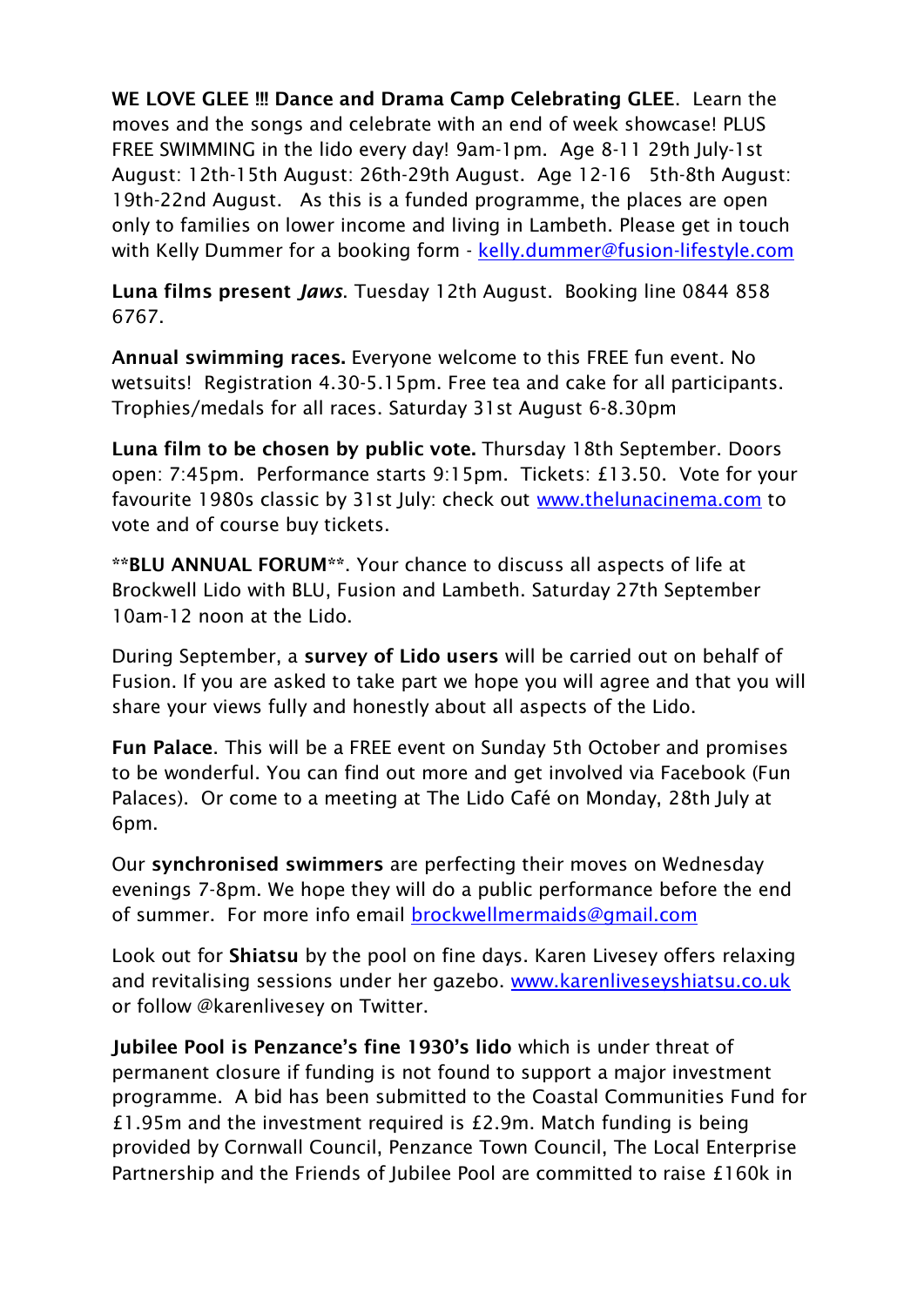**WE LOVE GLEE !!! Dance and Drama Camp Celebrating GLEE**. Learn the moves and the songs and celebrate with an end of week showcase! PLUS FREE SWIMMING in the lido every day! 9am-1pm. Age 8-11 29th July-1st August: 12th-15th August: 26th-29th August. Age 12-16 5th-8th August: 19th-22nd August. As this is a funded programme, the places are open only to families on lower income and living in Lambeth. Please get in touch with Kelly Dummer for a booking form - kelly.dummer@fusion-lifestyle.com

**Luna films present *Jaws***. Tuesday 12th August. Booking line 0844 858 6767.

**Annual swimming races.** Everyone welcome to this FREE fun event. No wetsuits! Registration 4.30-5.15pm. Free tea and cake for all participants. Trophies/medals for all races. Saturday 31st August 6-8.30pm

**Luna film to be chosen by public vote.** Thursday 18th September. Doors open: 7:45pm. Performance starts 9:15pm. Tickets: £13.50. Vote for your favourite 1980s classic by 31st July: check out www.thelunacinema.com to vote and of course buy tickets.

****BLU ANNUAL FORUM****. Your chance to discuss all aspects of life at Brockwell Lido with BLU, Fusion and Lambeth. Saturday 27th September 10am-12 noon at the Lido.

During September, a **survey of Lido users** will be carried out on behalf of Fusion. If you are asked to take part we hope you will agree and that you will share your views fully and honestly about all aspects of the Lido.

**Fun Palace**. This will be a FREE event on Sunday 5th October and promises to be wonderful. You can find out more and get involved via Facebook (Fun Palaces). Or come to a meeting at The Lido Café on Monday, 28th July at 6pm.

Our **synchronised swimmers** are perfecting their moves on Wednesday evenings 7-8pm. We hope they will do a public performance before the end of summer. For more info email brockwellmermaids@gmail.com

Look out for **Shiatsu** by the pool on fine days. Karen Livesey offers relaxing and revitalising sessions under her gazebo. www.karenliveseyshiatsu.co.uk or follow @karenlivesey on Twitter.

**Jubilee Pool is Penzance's fine 1930's lido** which is under threat of permanent closure if funding is not found to support a major investment programme. A bid has been submitted to the Coastal Communities Fund for £1.95m and the investment required is £2.9m. Match funding is being provided by Cornwall Council, Penzance Town Council, The Local Enterprise Partnership and the Friends of Jubilee Pool are committed to raise £160k in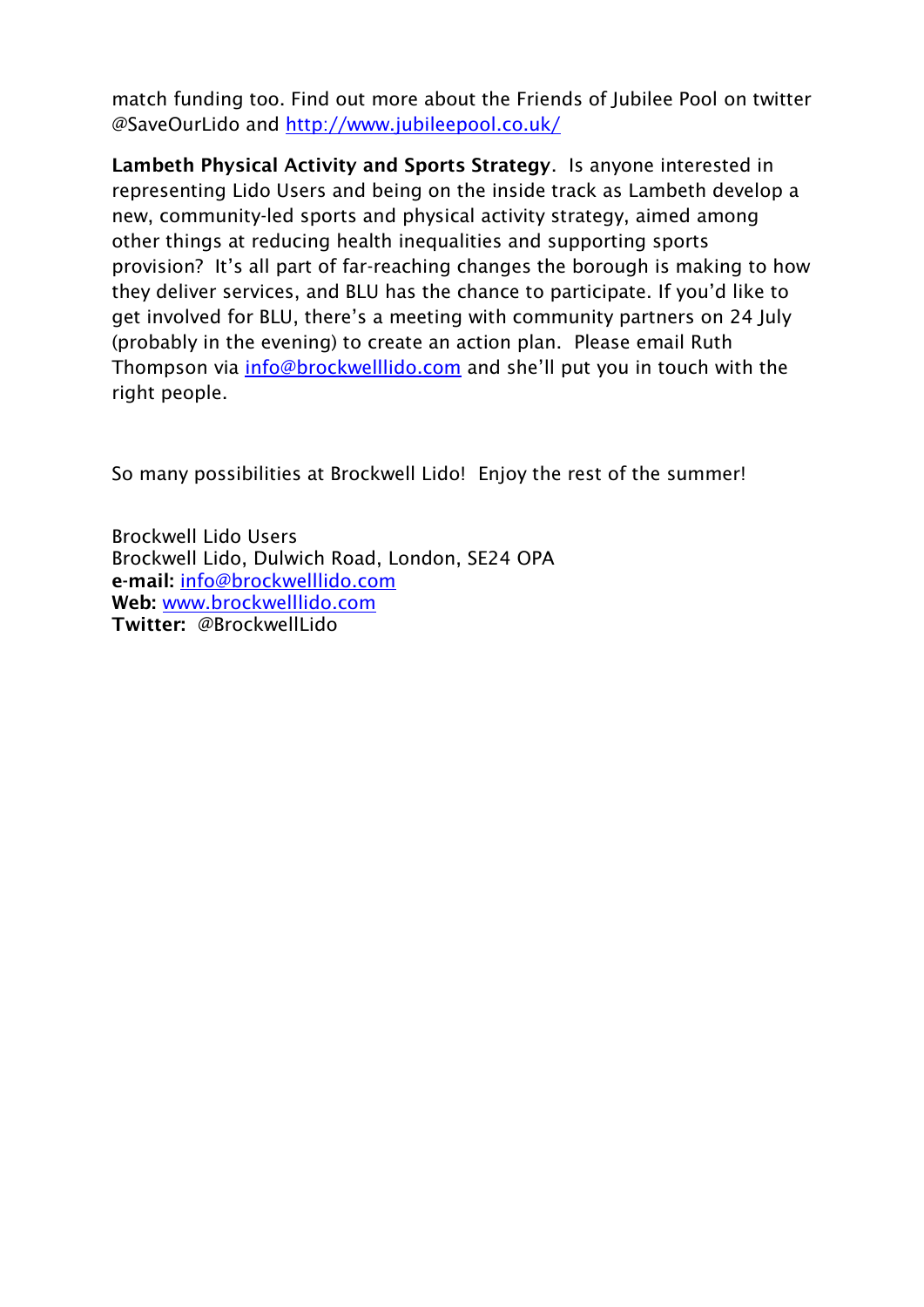match funding too. Find out more about the Friends of Jubilee Pool on twitter @SaveOurLido and [http://www.jubileepool.co.uk/](http://www.jubileepool.co.uk/)

**Lambeth Physical Activity and Sports Strategy**. Is anyone interested in representing Lido Users and being on the inside track as Lambeth develop a new, community-led sports and physical activity strategy, aimed among other things at reducing health inequalities and supporting sports provision? It's all part of far-reaching changes the borough is making to how they deliver services, and BLU has the chance to participate. If you'd like to get involved for BLU, there's a meeting with community partners on 24 July (probably in the evening) to create an action plan. Please email Ruth Thompson via [info@brockwelllido.com](mailto:info@brockwelllido.com) and she'll put you in touch with the right people.

So many possibilities at Brockwell Lido! Enjoy the rest of the summer!

Brockwell Lido Users
Brockwell Lido, Dulwich Road, London, SE24 OPA
**e-mail:** [info@brockwelllido.com](mailto:info@brockwelllido.com)
**Web:** [www.brockwelllido.com](http://www.brockwelllido.com)
**Twitter:** @BrockwellLido